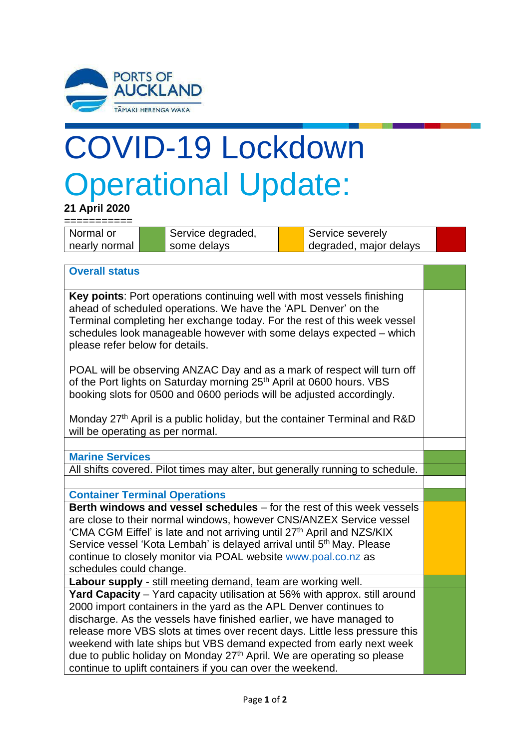# COVID-19 Lockdown Operational Update:

**21 April 2020**

===========

| Normal or nearly normal | Green | Service degraded, some delays | Amber | Service severely degraded, major delays | Red |
|---|---|---|---|---|---|

| **Overall status** | Green |
|---|---|
| **Key points**: Port operations continuing well with most vessels finishing ahead of scheduled operations. We have the 'APL Denver' on the Terminal completing her exchange today. For the rest of this week vessel schedules look manageable however with some delays expected – which please refer below for details.<br><br>POAL will be observing ANZAC Day and as a mark of respect will turn off of the Port lights on Saturday morning 25th April at 0600 hours. VBS booking slots for 0500 and 0600 periods will be adjusted accordingly.<br><br>Monday 27th April is a public holiday, but the container Terminal and R&D will be operating as per normal. | |
| | |
| **Marine Services** | Green |
| All shifts covered. Pilot times may alter, but generally running to schedule. | Green |
| | |
| **Container Terminal Operations** | Green |
| **Berth windows and vessel schedules** – for the rest of this week vessels are close to their normal windows, however CNS/ANZEX Service vessel 'CMA CGM Eiffel' is late and not arriving until 27th April and NZS/KIX Service vessel 'Kota Lembah' is delayed arrival until 5th May. Please continue to closely monitor via POAL website www.poal.co.nz as schedules could change. | Amber |
| **Labour supply** - still meeting demand, team are working well. | Green |
| **Yard Capacity** – Yard capacity utilisation at 56% with approx. still around 2000 import containers in the yard as the APL Denver continues to discharge. As the vessels have finished earlier, we have managed to release more VBS slots at times over recent days. Little less pressure this weekend with late ships but VBS demand expected from early next week due to public holiday on Monday 27th April. We are operating so please continue to uplift containers if you can over the weekend. | Green |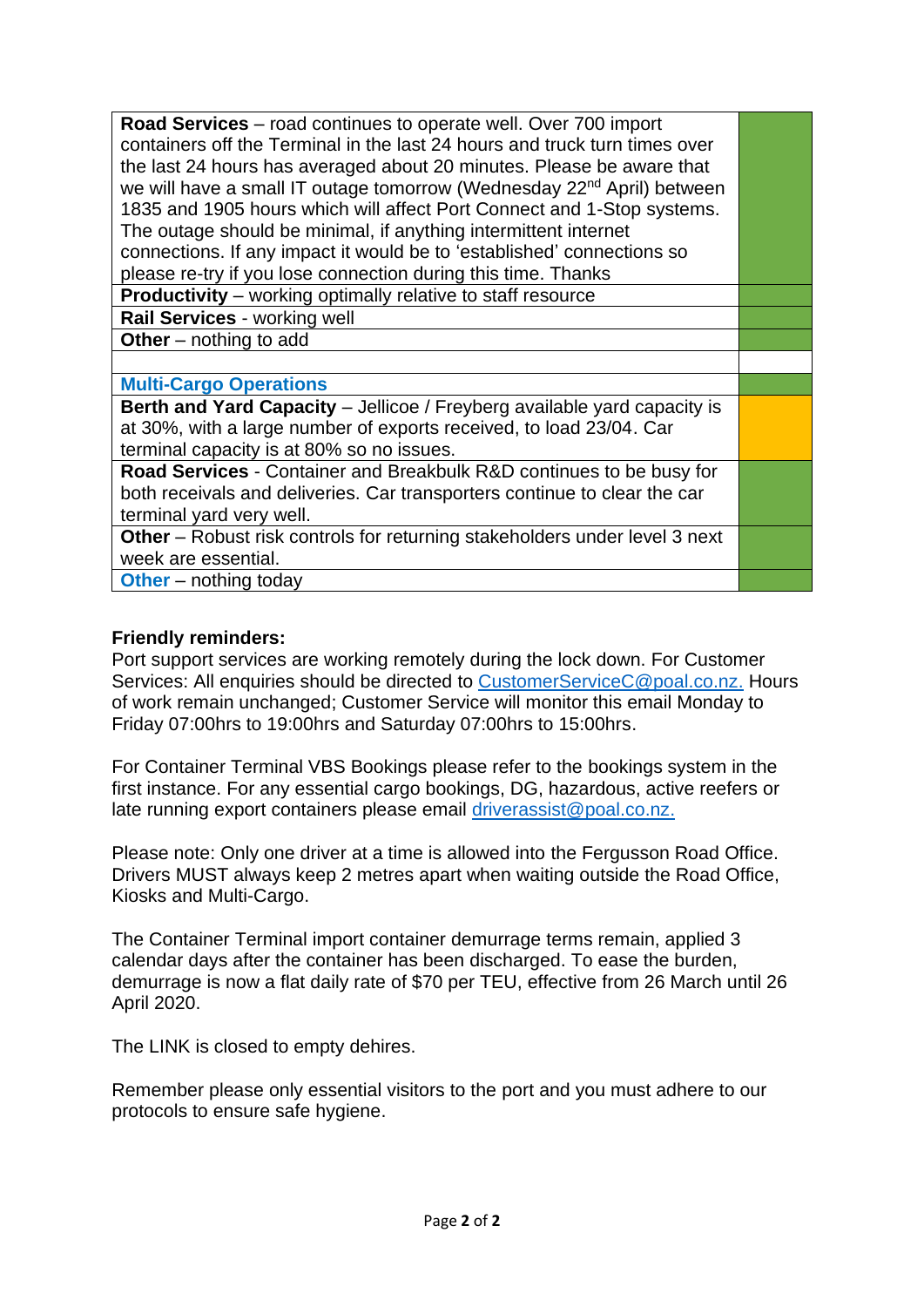| | |
|---|---|
| **Road Services** – road continues to operate well. Over 700 import containers off the Terminal in the last 24 hours and truck turn times over the last 24 hours has averaged about 20 minutes. Please be aware that we will have a small IT outage tomorrow (Wednesday 22nd April) between 1835 and 1905 hours which will affect Port Connect and 1-Stop systems. The outage should be minimal, if anything intermittent internet connections. If any impact it would be to 'established' connections so please re-try if you lose connection during this time. Thanks | |
| **Productivity** – working optimally relative to staff resource | |
| **Rail Services** - working well | |
| **Other** – nothing to add | |
| | |
| **Multi-Cargo Operations** | |
| **Berth and Yard Capacity** – Jellicoe / Freyberg available yard capacity is at 30%, with a large number of exports received, to load 23/04. Car terminal capacity is at 80% so no issues. | |
| **Road Services** - Container and Breakbulk R&D continues to be busy for both receivals and deliveries. Car transporters continue to clear the car terminal yard very well. | |
| **Other** – Robust risk controls for returning stakeholders under level 3 next week are essential. | |
| **Other** – nothing today | |

**Friendly reminders:**

Port support services are working remotely during the lock down. For Customer Services: All enquiries should be directed to CustomerServiceC@poal.co.nz. Hours of work remain unchanged; Customer Service will monitor this email Monday to Friday 07:00hrs to 19:00hrs and Saturday 07:00hrs to 15:00hrs.

For Container Terminal VBS Bookings please refer to the bookings system in the first instance. For any essential cargo bookings, DG, hazardous, active reefers or late running export containers please email driverassist@poal.co.nz.

Please note: Only one driver at a time is allowed into the Fergusson Road Office. Drivers MUST always keep 2 metres apart when waiting outside the Road Office, Kiosks and Multi-Cargo.

The Container Terminal import container demurrage terms remain, applied 3 calendar days after the container has been discharged. To ease the burden, demurrage is now a flat daily rate of $70 per TEU, effective from 26 March until 26 April 2020.

The LINK is closed to empty dehires.

Remember please only essential visitors to the port and you must adhere to our protocols to ensure safe hygiene.